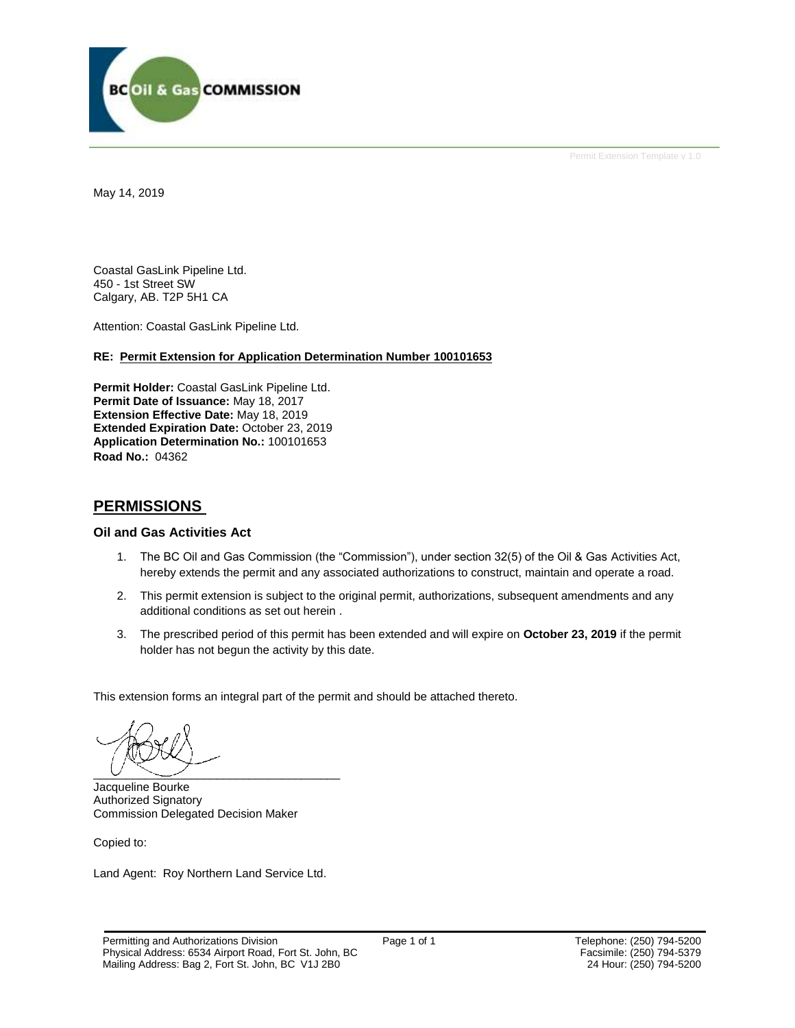Permit Extension Template v 1.0

May 14, 2019

Coastal GasLink Pipeline Ltd.
450 - 1st Street SW
Calgary, AB. T2P 5H1 CA

Attention: Coastal GasLink Pipeline Ltd.

**RE: Permit Extension for Application Determination Number 100101653**

**Permit Holder:** Coastal GasLink Pipeline Ltd.
**Permit Date of Issuance:** May 18, 2017
**Extension Effective Date:** May 18, 2019
**Extended Expiration Date:** October 23, 2019
**Application Determination No.:** 100101653
**Road No.:** 04362

## PERMISSIONS

### Oil and Gas Activities Act

1. The BC Oil and Gas Commission (the "Commission"), under section 32(5) of the Oil & Gas Activities Act, hereby extends the permit and any associated authorizations to construct, maintain and operate a road.
2. This permit extension is subject to the original permit, authorizations, subsequent amendments and any additional conditions as set out herein .
3. The prescribed period of this permit has been extended and will expire on **October 23, 2019** if the permit holder has not begun the activity by this date.

This extension forms an integral part of the permit and should be attached thereto.

Jacqueline Bourke
Authorized Signatory
Commission Delegated Decision Maker

Copied to:

Land Agent: Roy Northern Land Service Ltd.

Permitting and Authorizations Division
Physical Address: 6534 Airport Road, Fort St. John, BC
Mailing Address: Bag 2, Fort St. John, BC V1J 2B0

Telephone: (250) 794-5200
Facsimile: (250) 794-5379
24 Hour: (250) 794-5200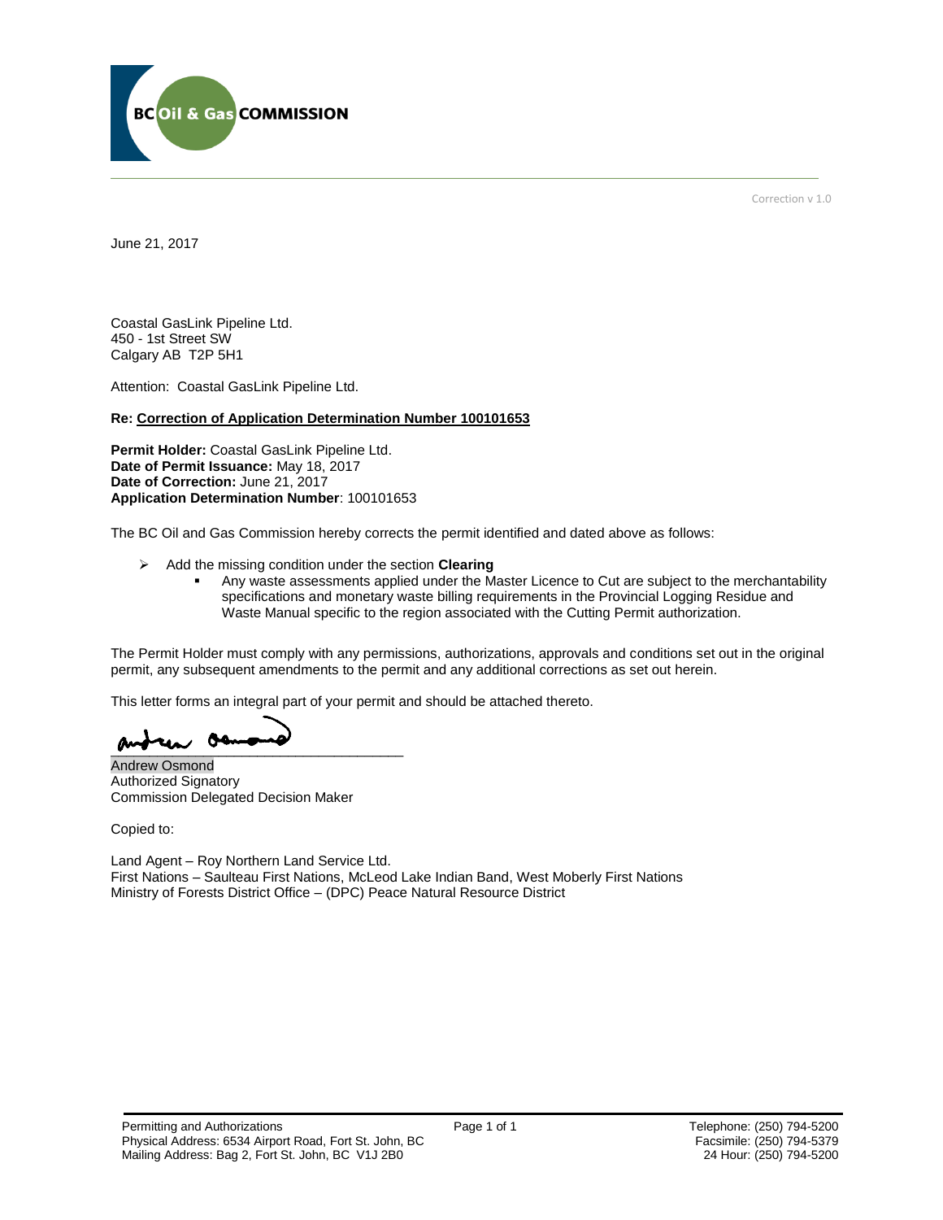BC Oil & Gas COMMISSION

Correction v 1.0

June 21, 2017

Coastal GasLink Pipeline Ltd.
450 - 1st Street SW
Calgary AB T2P 5H1

Attention: Coastal GasLink Pipeline Ltd.

**Re: Correction of Application Determination Number 100101653**

**Permit Holder:** Coastal GasLink Pipeline Ltd.
**Date of Permit Issuance:** May 18, 2017
**Date of Correction:** June 21, 2017
**Application Determination Number**: 100101653

The BC Oil and Gas Commission hereby corrects the permit identified and dated above as follows:

- Add the missing condition under the section **Clearing**
  - Any waste assessments applied under the Master Licence to Cut are subject to the merchantability specifications and monetary waste billing requirements in the Provincial Logging Residue and Waste Manual specific to the region associated with the Cutting Permit authorization.

The Permit Holder must comply with any permissions, authorizations, approvals and conditions set out in the original permit, any subsequent amendments to the permit and any additional corrections as set out herein.

This letter forms an integral part of your permit and should be attached thereto.

Andrew Osmond
Authorized Signatory
Commission Delegated Decision Maker

Copied to:

Land Agent – Roy Northern Land Service Ltd.
First Nations – Saulteau First Nations, McLeod Lake Indian Band, West Moberly First Nations
Ministry of Forests District Office – (DPC) Peace Natural Resource District

Permitting and Authorizations
Physical Address: 6534 Airport Road, Fort St. John, BC
Mailing Address: Bag 2, Fort St. John, BC V1J 2B0

Telephone: (250) 794-5200
Facsimile: (250) 794-5379
24 Hour: (250) 794-5200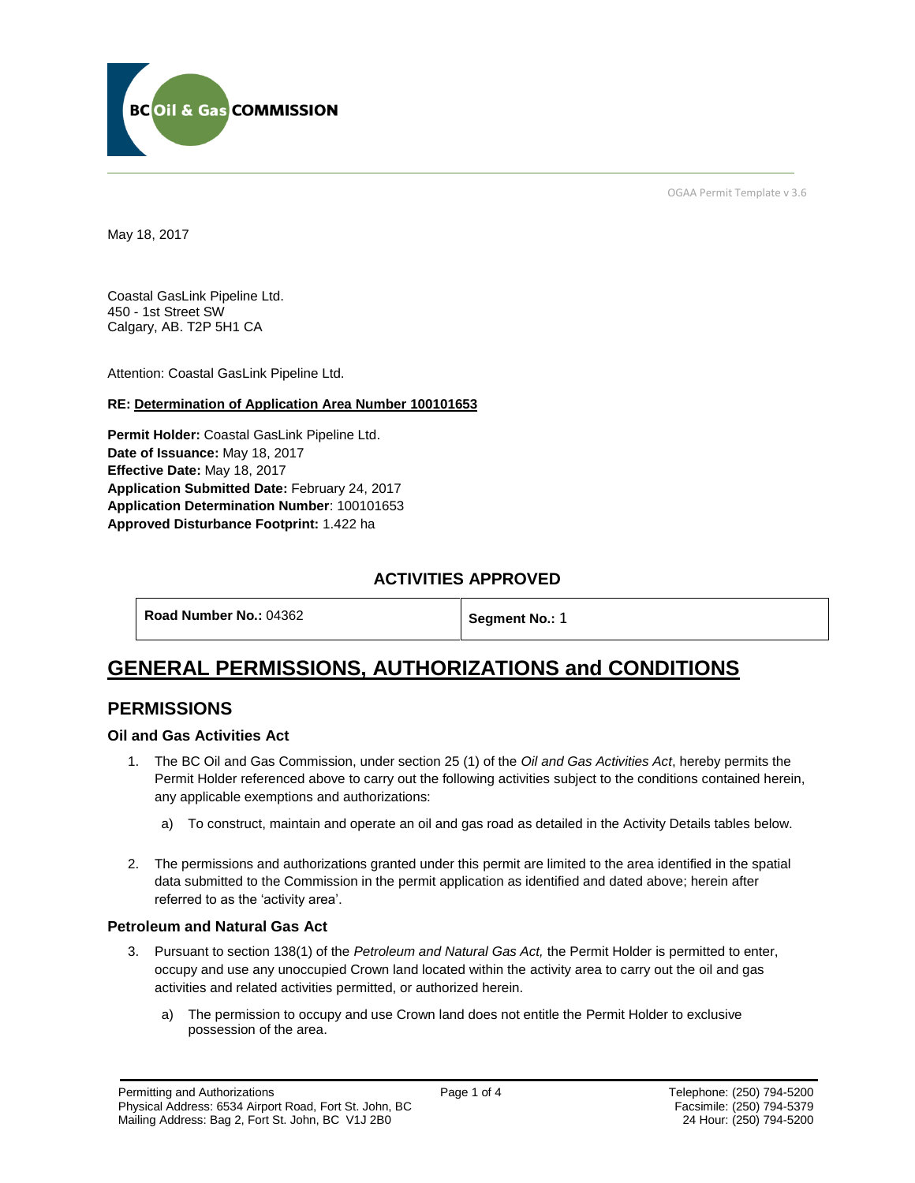BC Oil & Gas COMMISSION

OGAA Permit Template v 3.6

May 18, 2017

Coastal GasLink Pipeline Ltd.
450 - 1st Street SW
Calgary, AB. T2P 5H1 CA

Attention: Coastal GasLink Pipeline Ltd.

**RE: Determination of Application Area Number 100101653**

**Permit Holder:** Coastal GasLink Pipeline Ltd.
**Date of Issuance:** May 18, 2017
**Effective Date:** May 18, 2017
**Application Submitted Date:** February 24, 2017
**Application Determination Number**: 100101653
**Approved Disturbance Footprint:** 1.422 ha

## ACTIVITIES APPROVED

| **Road Number No.:** 04362 | **Segment No.:** 1 |
|---|---|

# GENERAL PERMISSIONS, AUTHORIZATIONS and CONDITIONS

## PERMISSIONS

### Oil and Gas Activities Act

1. The BC Oil and Gas Commission, under section 25 (1) of the *Oil and Gas Activities Act*, hereby permits the Permit Holder referenced above to carry out the following activities subject to the conditions contained herein, any applicable exemptions and authorizations:

   a) To construct, maintain and operate an oil and gas road as detailed in the Activity Details tables below.

2. The permissions and authorizations granted under this permit are limited to the area identified in the spatial data submitted to the Commission in the permit application as identified and dated above; herein after referred to as the 'activity area'.

### Petroleum and Natural Gas Act

3. Pursuant to section 138(1) of the *Petroleum and Natural Gas Act,* the Permit Holder is permitted to enter, occupy and use any unoccupied Crown land located within the activity area to carry out the oil and gas activities and related activities permitted, or authorized herein.

   a) The permission to occupy and use Crown land does not entitle the Permit Holder to exclusive possession of the area.

Permitting and Authorizations
Physical Address: 6534 Airport Road, Fort St. John, BC
Mailing Address: Bag 2, Fort St. John, BC V1J 2B0

Telephone: (250) 794-5200
Facsimile: (250) 794-5379
24 Hour: (250) 794-5200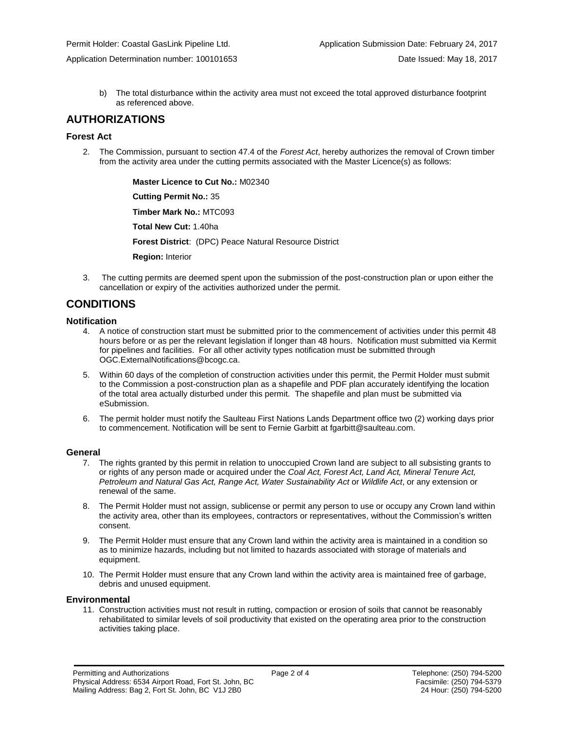b) The total disturbance within the activity area must not exceed the total approved disturbance footprint as referenced above.

## AUTHORIZATIONS

### Forest Act

2. The Commission, pursuant to section 47.4 of the *Forest Act*, hereby authorizes the removal of Crown timber from the activity area under the cutting permits associated with the Master Licence(s) as follows:

   **Master Licence to Cut No.:** M02340

   **Cutting Permit No.:** 35

   **Timber Mark No.:** MTC093

   **Total New Cut:** 1.40ha

   **Forest District**: (DPC) Peace Natural Resource District

   **Region:** Interior

3. The cutting permits are deemed spent upon the submission of the post-construction plan or upon either the cancellation or expiry of the activities authorized under the permit.

## CONDITIONS

### Notification

4. A notice of construction start must be submitted prior to the commencement of activities under this permit 48 hours before or as per the relevant legislation if longer than 48 hours. Notification must submitted via Kermit for pipelines and facilities. For all other activity types notification must be submitted through OGC.ExternalNotifications@bcogc.ca.
5. Within 60 days of the completion of construction activities under this permit, the Permit Holder must submit to the Commission a post-construction plan as a shapefile and PDF plan accurately identifying the location of the total area actually disturbed under this permit. The shapefile and plan must be submitted via eSubmission.
6. The permit holder must notify the Saulteau First Nations Lands Department office two (2) working days prior to commencement. Notification will be sent to Fernie Garbitt at fgarbitt@saulteau.com.

### General

7. The rights granted by this permit in relation to unoccupied Crown land are subject to all subsisting grants to or rights of any person made or acquired under the *Coal Act, Forest Act, Land Act, Mineral Tenure Act, Petroleum and Natural Gas Act, Range Act, Water Sustainability Act* or *Wildlife Act*, or any extension or renewal of the same.
8. The Permit Holder must not assign, sublicense or permit any person to use or occupy any Crown land within the activity area, other than its employees, contractors or representatives, without the Commission's written consent.
9. The Permit Holder must ensure that any Crown land within the activity area is maintained in a condition so as to minimize hazards, including but not limited to hazards associated with storage of materials and equipment.
10. The Permit Holder must ensure that any Crown land within the activity area is maintained free of garbage, debris and unused equipment.

### Environmental

11. Construction activities must not result in rutting, compaction or erosion of soils that cannot be reasonably rehabilitated to similar levels of soil productivity that existed on the operating area prior to the construction activities taking place.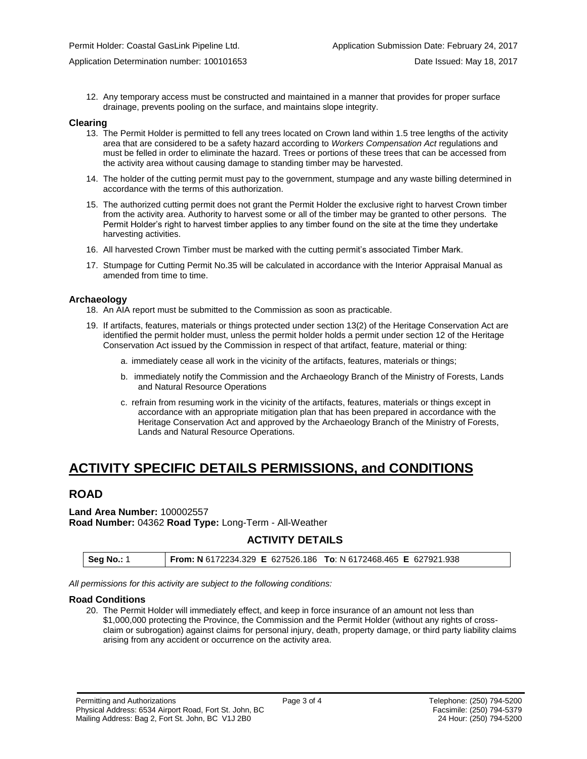12. Any temporary access must be constructed and maintained in a manner that provides for proper surface drainage, prevents pooling on the surface, and maintains slope integrity.

### Clearing

13. The Permit Holder is permitted to fell any trees located on Crown land within 1.5 tree lengths of the activity area that are considered to be a safety hazard according to *Workers Compensation Act* regulations and must be felled in order to eliminate the hazard. Trees or portions of these trees that can be accessed from the activity area without causing damage to standing timber may be harvested.
14. The holder of the cutting permit must pay to the government, stumpage and any waste billing determined in accordance with the terms of this authorization.
15. The authorized cutting permit does not grant the Permit Holder the exclusive right to harvest Crown timber from the activity area. Authority to harvest some or all of the timber may be granted to other persons. The Permit Holder's right to harvest timber applies to any timber found on the site at the time they undertake harvesting activities.
16. All harvested Crown Timber must be marked with the cutting permit's associated Timber Mark.
17. Stumpage for Cutting Permit No.35 will be calculated in accordance with the Interior Appraisal Manual as amended from time to time.

### Archaeology

18. An AIA report must be submitted to the Commission as soon as practicable.
19. If artifacts, features, materials or things protected under section 13(2) of the Heritage Conservation Act are identified the permit holder must, unless the permit holder holds a permit under section 12 of the Heritage Conservation Act issued by the Commission in respect of that artifact, feature, material or thing:
    a. immediately cease all work in the vicinity of the artifacts, features, materials or things;
    b. immediately notify the Commission and the Archaeology Branch of the Ministry of Forests, Lands and Natural Resource Operations
    c. refrain from resuming work in the vicinity of the artifacts, features, materials or things except in accordance with an appropriate mitigation plan that has been prepared in accordance with the Heritage Conservation Act and approved by the Archaeology Branch of the Ministry of Forests, Lands and Natural Resource Operations.

# ACTIVITY SPECIFIC DETAILS PERMISSIONS, and CONDITIONS

## ROAD

**Land Area Number:** 100002557
**Road Number:** 04362 **Road Type:** Long-Term - All-Weather

### ACTIVITY DETAILS

| Seg No.: 1 | From: N 6172234.329 E 627526.186 To: N 6172468.465 E 627921.938 |
|---|---|

*All permissions for this activity are subject to the following conditions:*

### Road Conditions

20. The Permit Holder will immediately effect, and keep in force insurance of an amount not less than $1,000,000 protecting the Province, the Commission and the Permit Holder (without any rights of cross-claim or subrogation) against claims for personal injury, death, property damage, or third party liability claims arising from any accident or occurrence on the activity area.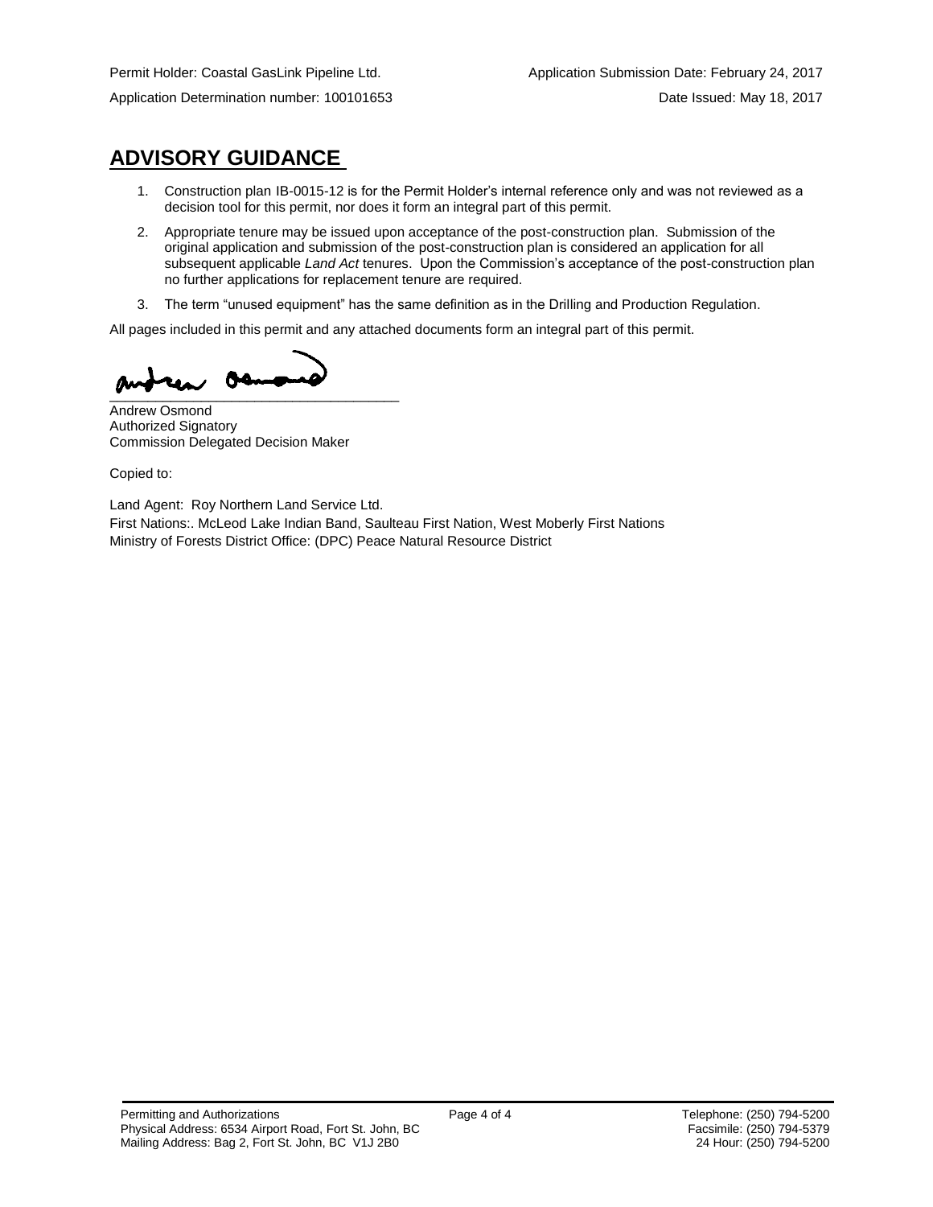Permit Holder: Coastal GasLink Pipeline Ltd.

Application Submission Date: February 24, 2017

Application Determination number: 100101653

Date Issued: May 18, 2017

# ADVISORY GUIDANCE

1. Construction plan IB-0015-12 is for the Permit Holder's internal reference only and was not reviewed as a decision tool for this permit, nor does it form an integral part of this permit.
2. Appropriate tenure may be issued upon acceptance of the post-construction plan. Submission of the original application and submission of the post-construction plan is considered an application for all subsequent applicable *Land Act* tenures. Upon the Commission's acceptance of the post-construction plan no further applications for replacement tenure are required.
3. The term "unused equipment" has the same definition as in the Drilling and Production Regulation.

All pages included in this permit and any attached documents form an integral part of this permit.

Andrew Osmond
Authorized Signatory
Commission Delegated Decision Maker

Copied to:

Land Agent: Roy Northern Land Service Ltd.
First Nations:. McLeod Lake Indian Band, Saulteau First Nation, West Moberly First Nations
Ministry of Forests District Office: (DPC) Peace Natural Resource District